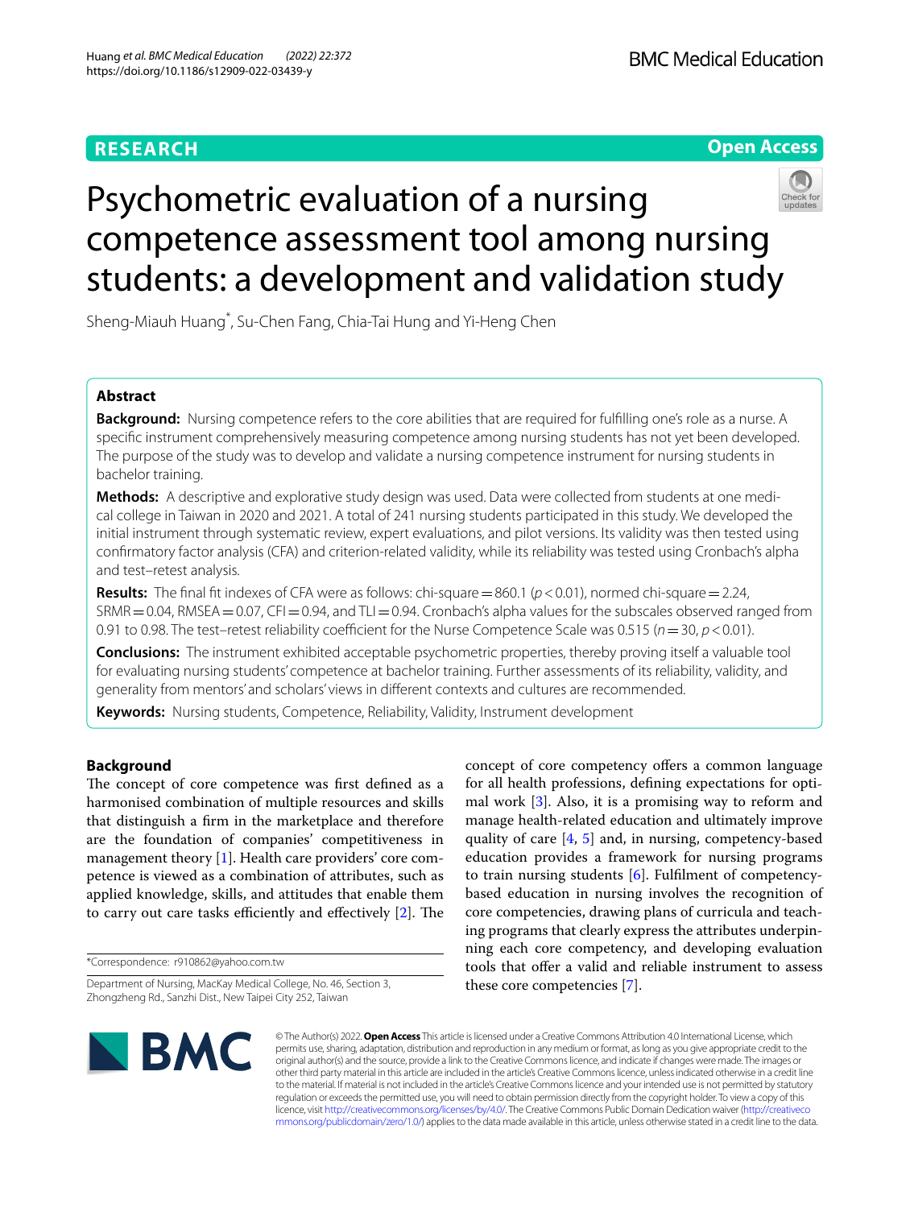RESEARCH

Open Access

# Psychometric evaluation of a nursing competence assessment tool among nursing students: a development and validation study

Sheng-Miauh Huang*, Su-Chen Fang, Chia-Tai Hung and Yi-Heng Chen

## Abstract

**Background:** Nursing competence refers to the core abilities that are required for fulfilling one's role as a nurse. A specific instrument comprehensively measuring competence among nursing students has not yet been developed. The purpose of the study was to develop and validate a nursing competence instrument for nursing students in bachelor training.

**Methods:** A descriptive and explorative study design was used. Data were collected from students at one medical college in Taiwan in 2020 and 2021. A total of 241 nursing students participated in this study. We developed the initial instrument through systematic review, expert evaluations, and pilot versions. Its validity was then tested using confirmatory factor analysis (CFA) and criterion-related validity, while its reliability was tested using Cronbach's alpha and test–retest analysis.

**Results:** The final fit indexes of CFA were as follows: chi-square = 860.1 ($p < 0.01$), normed chi-square = 2.24, SRMR = 0.04, RMSEA = 0.07, CFI = 0.94, and TLI = 0.94. Cronbach's alpha values for the subscales observed ranged from 0.91 to 0.98. The test–retest reliability coefficient for the Nurse Competence Scale was 0.515 ($n = 30$, $p < 0.01$).

**Conclusions:** The instrument exhibited acceptable psychometric properties, thereby proving itself a valuable tool for evaluating nursing students' competence at bachelor training. Further assessments of its reliability, validity, and generality from mentors' and scholars' views in different contexts and cultures are recommended.

**Keywords:** Nursing students, Competence, Reliability, Validity, Instrument development

## Background

The concept of core competence was first defined as a harmonised combination of multiple resources and skills that distinguish a firm in the marketplace and therefore are the foundation of companies' competitiveness in management theory [1]. Health care providers' core competence is viewed as a combination of attributes, such as applied knowledge, skills, and attitudes that enable them to carry out care tasks efficiently and effectively [2]. The concept of core competency offers a common language for all health professions, defining expectations for optimal work [3]. Also, it is a promising way to reform and manage health-related education and ultimately improve quality of care [4, 5] and, in nursing, competency-based education provides a framework for nursing programs to train nursing students [6]. Fulfilment of competency-based education in nursing involves the recognition of core competencies, drawing plans of curricula and teaching programs that clearly express the attributes underpinning each core competency, and developing evaluation tools that offer a valid and reliable instrument to assess these core competencies [7].

*Correspondence: r910862@yahoo.com.tw

Department of Nursing, MacKay Medical College, No. 46, Section 3, Zhongzheng Rd., Sanzhi Dist., New Taipei City 252, Taiwan

© The Author(s) 2022. **Open Access** This article is licensed under a Creative Commons Attribution 4.0 International License, which permits use, sharing, adaptation, distribution and reproduction in any medium or format, as long as you give appropriate credit to the original author(s) and the source, provide a link to the Creative Commons licence, and indicate if changes were made. The images or other third party material in this article are included in the article's Creative Commons licence, unless indicated otherwise in a credit line to the material. If material is not included in the article's Creative Commons licence and your intended use is not permitted by statutory regulation or exceeds the permitted use, you will need to obtain permission directly from the copyright holder. To view a copy of this licence, visit http://creativecommons.org/licenses/by/4.0/. The Creative Commons Public Domain Dedication waiver (http://creativecommons.org/publicdomain/zero/1.0/) applies to the data made available in this article, unless otherwise stated in a credit line to the data.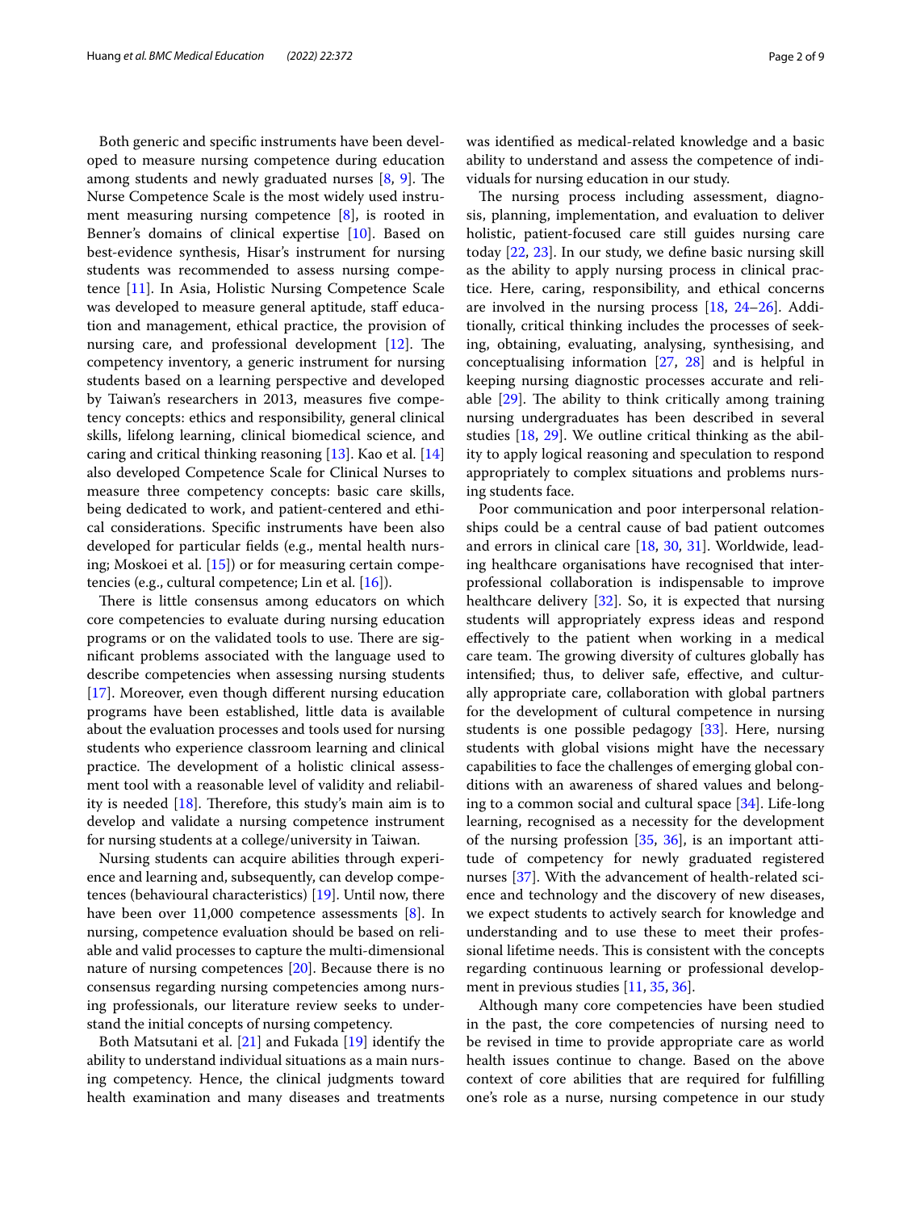Both generic and specific instruments have been developed to measure nursing competence during education among students and newly graduated nurses [8, 9]. The Nurse Competence Scale is the most widely used instrument measuring nursing competence [8], is rooted in Benner's domains of clinical expertise [10]. Based on best-evidence synthesis, Hisar's instrument for nursing students was recommended to assess nursing competence [11]. In Asia, Holistic Nursing Competence Scale was developed to measure general aptitude, staff education and management, ethical practice, the provision of nursing care, and professional development [12]. The competency inventory, a generic instrument for nursing students based on a learning perspective and developed by Taiwan's researchers in 2013, measures five competency concepts: ethics and responsibility, general clinical skills, lifelong learning, clinical biomedical science, and caring and critical thinking reasoning [13]. Kao et al. [14] also developed Competence Scale for Clinical Nurses to measure three competency concepts: basic care skills, being dedicated to work, and patient-centered and ethical considerations. Specific instruments have been also developed for particular fields (e.g., mental health nursing; Moskoei et al. [15]) or for measuring certain competencies (e.g., cultural competence; Lin et al. [16]).

There is little consensus among educators on which core competencies to evaluate during nursing education programs or on the validated tools to use. There are significant problems associated with the language used to describe competencies when assessing nursing students [17]. Moreover, even though different nursing education programs have been established, little data is available about the evaluation processes and tools used for nursing students who experience classroom learning and clinical practice. The development of a holistic clinical assessment tool with a reasonable level of validity and reliability is needed [18]. Therefore, this study's main aim is to develop and validate a nursing competence instrument for nursing students at a college/university in Taiwan.

Nursing students can acquire abilities through experience and learning and, subsequently, can develop competences (behavioural characteristics) [19]. Until now, there have been over 11,000 competence assessments [8]. In nursing, competence evaluation should be based on reliable and valid processes to capture the multi-dimensional nature of nursing competences [20]. Because there is no consensus regarding nursing competencies among nursing professionals, our literature review seeks to understand the initial concepts of nursing competency.

Both Matsutani et al. [21] and Fukada [19] identify the ability to understand individual situations as a main nursing competency. Hence, the clinical judgments toward health examination and many diseases and treatments was identified as medical-related knowledge and a basic ability to understand and assess the competence of individuals for nursing education in our study.

The nursing process including assessment, diagnosis, planning, implementation, and evaluation to deliver holistic, patient-focused care still guides nursing care today [22, 23]. In our study, we define basic nursing skill as the ability to apply nursing process in clinical practice. Here, caring, responsibility, and ethical concerns are involved in the nursing process [18, 24–26]. Additionally, critical thinking includes the processes of seeking, obtaining, evaluating, analysing, synthesising, and conceptualising information [27, 28] and is helpful in keeping nursing diagnostic processes accurate and reliable [29]. The ability to think critically among training nursing undergraduates has been described in several studies [18, 29]. We outline critical thinking as the ability to apply logical reasoning and speculation to respond appropriately to complex situations and problems nursing students face.

Poor communication and poor interpersonal relationships could be a central cause of bad patient outcomes and errors in clinical care [18, 30, 31]. Worldwide, leading healthcare organisations have recognised that interprofessional collaboration is indispensable to improve healthcare delivery [32]. So, it is expected that nursing students will appropriately express ideas and respond effectively to the patient when working in a medical care team. The growing diversity of cultures globally has intensified; thus, to deliver safe, effective, and culturally appropriate care, collaboration with global partners for the development of cultural competence in nursing students is one possible pedagogy [33]. Here, nursing students with global visions might have the necessary capabilities to face the challenges of emerging global conditions with an awareness of shared values and belonging to a common social and cultural space [34]. Life-long learning, recognised as a necessity for the development of the nursing profession [35, 36], is an important attitude of competency for newly graduated registered nurses [37]. With the advancement of health-related science and technology and the discovery of new diseases, we expect students to actively search for knowledge and understanding and to use these to meet their professional lifetime needs. This is consistent with the concepts regarding continuous learning or professional development in previous studies [11, 35, 36].

Although many core competencies have been studied in the past, the core competencies of nursing need to be revised in time to provide appropriate care as world health issues continue to change. Based on the above context of core abilities that are required for fulfilling one's role as a nurse, nursing competence in our study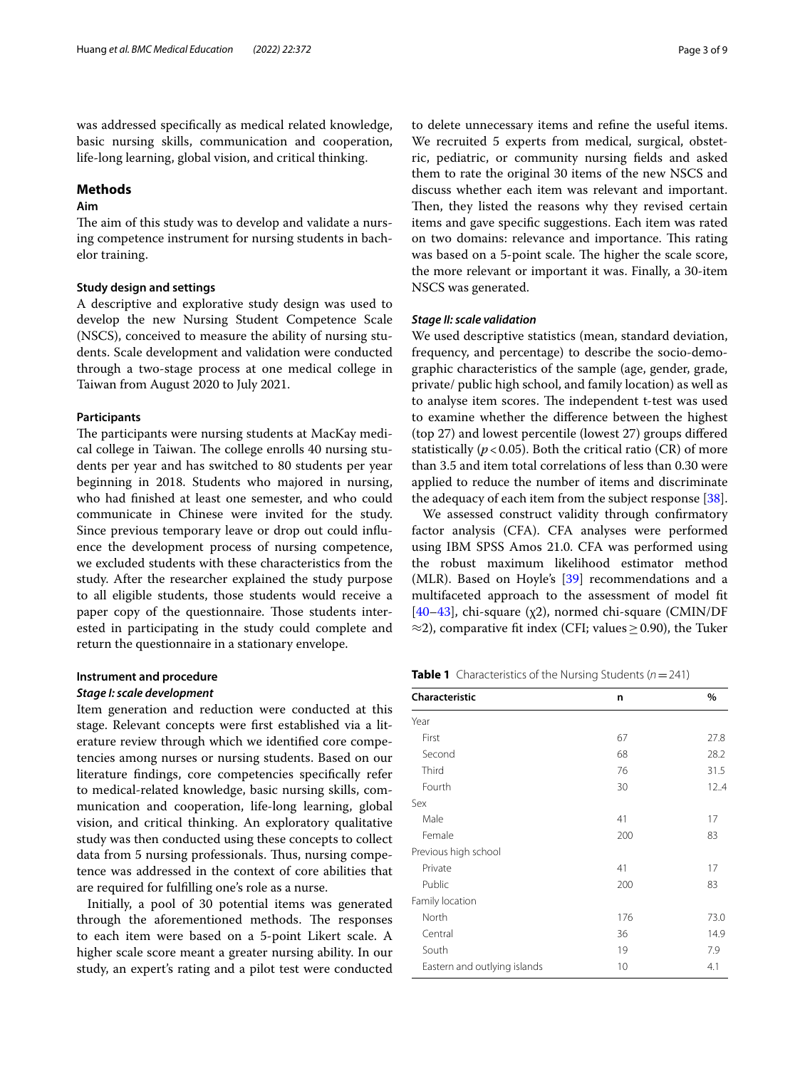was addressed specifically as medical related knowledge, basic nursing skills, communication and cooperation, life-long learning, global vision, and critical thinking.

## Methods

### Aim

The aim of this study was to develop and validate a nursing competence instrument for nursing students in bachelor training.

### Study design and settings

A descriptive and explorative study design was used to develop the new Nursing Student Competence Scale (NSCS), conceived to measure the ability of nursing students. Scale development and validation were conducted through a two-stage process at one medical college in Taiwan from August 2020 to July 2021.

### Participants

The participants were nursing students at MacKay medical college in Taiwan. The college enrolls 40 nursing students per year and has switched to 80 students per year beginning in 2018. Students who majored in nursing, who had finished at least one semester, and who could communicate in Chinese were invited for the study. Since previous temporary leave or drop out could influence the development process of nursing competence, we excluded students with these characteristics from the study. After the researcher explained the study purpose to all eligible students, those students would receive a paper copy of the questionnaire. Those students interested in participating in the study could complete and return the questionnaire in a stationary envelope.

### Instrument and procedure

#### *Stage I: scale development*

Item generation and reduction were conducted at this stage. Relevant concepts were first established via a literature review through which we identified core competencies among nurses or nursing students. Based on our literature findings, core competencies specifically refer to medical-related knowledge, basic nursing skills, communication and cooperation, life-long learning, global vision, and critical thinking. An exploratory qualitative study was then conducted using these concepts to collect data from 5 nursing professionals. Thus, nursing competence was addressed in the context of core abilities that are required for fulfilling one's role as a nurse.

Initially, a pool of 30 potential items was generated through the aforementioned methods. The responses to each item were based on a 5-point Likert scale. A higher scale score meant a greater nursing ability. In our study, an expert's rating and a pilot test were conducted to delete unnecessary items and refine the useful items. We recruited 5 experts from medical, surgical, obstetric, pediatric, or community nursing fields and asked them to rate the original 30 items of the new NSCS and discuss whether each item was relevant and important. Then, they listed the reasons why they revised certain items and gave specific suggestions. Each item was rated on two domains: relevance and importance. This rating was based on a 5-point scale. The higher the scale score, the more relevant or important it was. Finally, a 30-item NSCS was generated.

#### *Stage II: scale validation*

We used descriptive statistics (mean, standard deviation, frequency, and percentage) to describe the socio-demographic characteristics of the sample (age, gender, grade, private/ public high school, and family location) as well as to analyse item scores. The independent t-test was used to examine whether the difference between the highest (top 27) and lowest percentile (lowest 27) groups differed statistically ($p < 0.05$). Both the critical ratio (CR) of more than 3.5 and item total correlations of less than 0.30 were applied to reduce the number of items and discriminate the adequacy of each item from the subject response [38].

We assessed construct validity through confirmatory factor analysis (CFA). CFA analyses were performed using IBM SPSS Amos 21.0. CFA was performed using the robust maximum likelihood estimator method (MLR). Based on Hoyle's [39] recommendations and a multifaceted approach to the assessment of model fit [40–43], chi-square ($\chi 2$), normed chi-square (CMIN/DF $\approx 2$), comparative fit index (CFI; values $\geq 0.90$), the Tuker

**Table 1** Characteristics of the Nursing Students ($n = 241$)

| Characteristic | n | % |
|---|---|---|
| Year | | |
| First | 67 | 27.8 |
| Second | 68 | 28.2 |
| Third | 76 | 31.5 |
| Fourth | 30 | 12.4 |
| Sex | | |
| Male | 41 | 17 |
| Female | 200 | 83 |
| Previous high school | | |
| Private | 41 | 17 |
| Public | 200 | 83 |
| Family location | | |
| North | 176 | 73.0 |
| Central | 36 | 14.9 |
| South | 19 | 7.9 |
| Eastern and outlying islands | 10 | 4.1 |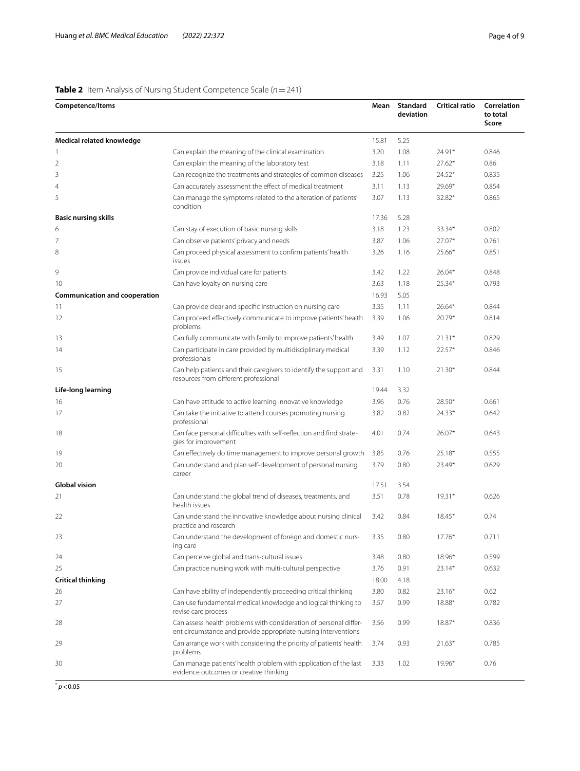**Table 2** Item Analysis of Nursing Student Competence Scale ($n = 241$)

| Competence/Items | | Mean | Standard deviation | Critical ratio | Correlation to total Score |
|---|---|---|---|---|---|
| **Medical related knowledge** | | 15.81 | 5.25 | | |
| 1 | Can explain the meaning of the clinical examination | 3.20 | 1.08 | 24.91* | 0.846 |
| 2 | Can explain the meaning of the laboratory test | 3.18 | 1.11 | 27.62* | 0.86 |
| 3 | Can recognize the treatments and strategies of common diseases | 3.25 | 1.06 | 24.52* | 0.835 |
| 4 | Can accurately assessment the effect of medical treatment | 3.11 | 1.13 | 29.69* | 0.854 |
| 5 | Can manage the symptoms related to the alteration of patients' condition | 3.07 | 1.13 | 32.82* | 0.865 |
| **Basic nursing skills** | | 17.36 | 5.28 | | |
| 6 | Can stay of execution of basic nursing skills | 3.18 | 1.23 | 33.34* | 0.802 |
| 7 | Can observe patients' privacy and needs | 3.87 | 1.06 | 27.07* | 0.761 |
| 8 | Can proceed physical assessment to confirm patients' health issues | 3.26 | 1.16 | 25.66* | 0.851 |
| 9 | Can provide individual care for patients | 3.42 | 1.22 | 26.04* | 0.848 |
| 10 | Can have loyalty on nursing care | 3.63 | 1.18 | 25.34* | 0.793 |
| **Communication and cooperation** | | 16.93 | 5.05 | | |
| 11 | Can provide clear and specific instruction on nursing care | 3.35 | 1.11 | 26.64* | 0.844 |
| 12 | Can proceed effectively communicate to improve patients' health problems | 3.39 | 1.06 | 20.79* | 0.814 |
| 13 | Can fully communicate with family to improve patients' health | 3.49 | 1.07 | 21.31* | 0.829 |
| 14 | Can participate in care provided by multidisciplinary medical professionals | 3.39 | 1.12 | 22.57* | 0.846 |
| 15 | Can help patients and their caregivers to identify the support and resources from different professional | 3.31 | 1.10 | 21.30* | 0.844 |
| **Life-long learning** | | 19.44 | 3.32 | | |
| 16 | Can have attitude to active learning innovative knowledge | 3.96 | 0.76 | 28.50* | 0.661 |
| 17 | Can take the initiative to attend courses promoting nursing professional | 3.82 | 0.82 | 24.33* | 0.642 |
| 18 | Can face personal difficulties with self-reflection and find strategies for improvement | 4.01 | 0.74 | 26.07* | 0.643 |
| 19 | Can effectively do time management to improve personal growth | 3.85 | 0.76 | 25.18* | 0.555 |
| 20 | Can understand and plan self-development of personal nursing career | 3.79 | 0.80 | 23.49* | 0.629 |
| **Global vision** | | 17.51 | 3.54 | | |
| 21 | Can understand the global trend of diseases, treatments, and health issues | 3.51 | 0.78 | 19.31* | 0.626 |
| 22 | Can understand the innovative knowledge about nursing clinical practice and research | 3.42 | 0.84 | 18.45* | 0.74 |
| 23 | Can understand the development of foreign and domestic nursing care | 3.35 | 0.80 | 17.76* | 0.711 |
| 24 | Can perceive global and trans-cultural issues | 3.48 | 0.80 | 18.96* | 0.599 |
| 25 | Can practice nursing work with multi-cultural perspective | 3.76 | 0.91 | 23.14* | 0.632 |
| **Critical thinking** | | 18.00 | 4.18 | | |
| 26 | Can have ability of independently proceeding critical thinking | 3.80 | 0.82 | 23.16* | 0.62 |
| 27 | Can use fundamental medical knowledge and logical thinking to revise care process | 3.57 | 0.99 | 18.88* | 0.782 |
| 28 | Can assess health problems with consideration of personal different circumstance and provide appropriate nursing interventions | 3.56 | 0.99 | 18.87* | 0.836 |
| 29 | Can arrange work with considering the priority of patients' health problems | 3.74 | 0.93 | 21.63* | 0.785 |
| 30 | Can manage patients' health problem with application of the last evidence outcomes or creative thinking | 3.33 | 1.02 | 19.96* | 0.76 |

$^{*}$ $p < 0.05$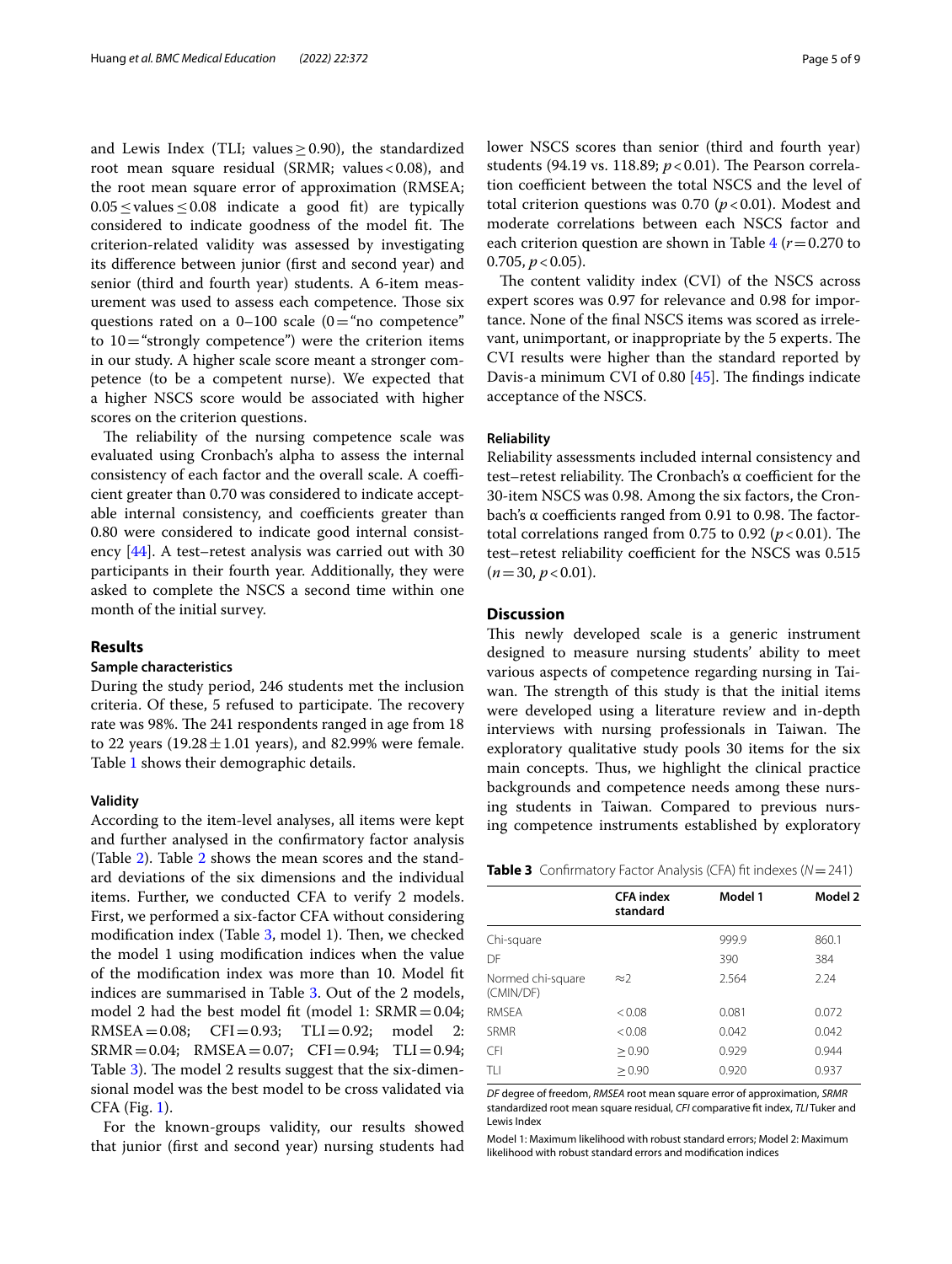and Lewis Index (TLI; values ≥ 0.90), the standardized root mean square residual (SRMR; values < 0.08), and the root mean square error of approximation (RMSEA; 0.05 ≤ values ≤ 0.08 indicate a good fit) are typically considered to indicate goodness of the model fit. The criterion-related validity was assessed by investigating its difference between junior (first and second year) and senior (third and fourth year) students. A 6-item measurement was used to assess each competence. Those six questions rated on a 0–100 scale (0 = "no competence" to 10 = "strongly competence") were the criterion items in our study. A higher scale score meant a stronger competence (to be a competent nurse). We expected that a higher NSCS score would be associated with higher scores on the criterion questions.

The reliability of the nursing competence scale was evaluated using Cronbach's alpha to assess the internal consistency of each factor and the overall scale. A coefficient greater than 0.70 was considered to indicate acceptable internal consistency, and coefficients greater than 0.80 were considered to indicate good internal consistency [44]. A test–retest analysis was carried out with 30 participants in their fourth year. Additionally, they were asked to complete the NSCS a second time within one month of the initial survey.

## Results

### Sample characteristics

During the study period, 246 students met the inclusion criteria. Of these, 5 refused to participate. The recovery rate was 98%. The 241 respondents ranged in age from 18 to 22 years (19.28 ± 1.01 years), and 82.99% were female. Table 1 shows their demographic details.

### Validity

According to the item-level analyses, all items were kept and further analysed in the confirmatory factor analysis (Table 2). Table 2 shows the mean scores and the standard deviations of the six dimensions and the individual items. Further, we conducted CFA to verify 2 models. First, we performed a six-factor CFA without considering modification index (Table 3, model 1). Then, we checked the model 1 using modification indices when the value of the modification index was more than 10. Model fit indices are summarised in Table 3. Out of the 2 models, model 2 had the best model fit (model 1: SRMR = 0.04; RMSEA = 0.08; CFI = 0.93; TLI = 0.92; model 2: SRMR = 0.04; RMSEA = 0.07; CFI = 0.94; TLI = 0.94; Table 3). The model 2 results suggest that the six-dimensional model was the best model to be cross validated via CFA (Fig. 1).

For the known-groups validity, our results showed that junior (first and second year) nursing students had lower NSCS scores than senior (third and fourth year) students (94.19 vs. 118.89; $p < 0.01$). The Pearson correlation coefficient between the total NSCS and the level of total criterion questions was 0.70 ($p < 0.01$). Modest and moderate correlations between each NSCS factor and each criterion question are shown in Table 4 ($r = 0.270$ to 0.705, $p < 0.05$).

The content validity index (CVI) of the NSCS across expert scores was 0.97 for relevance and 0.98 for importance. None of the final NSCS items was scored as irrelevant, unimportant, or inappropriate by the 5 experts. The CVI results were higher than the standard reported by Davis-a minimum CVI of 0.80 [45]. The findings indicate acceptance of the NSCS.

### Reliability

Reliability assessments included internal consistency and test–retest reliability. The Cronbach's α coefficient for the 30-item NSCS was 0.98. Among the six factors, the Cronbach's α coefficients ranged from 0.91 to 0.98. The factor-total correlations ranged from 0.75 to 0.92 ($p < 0.01$). The test–retest reliability coefficient for the NSCS was 0.515 ($n = 30$, $p < 0.01$).

## Discussion

This newly developed scale is a generic instrument designed to measure nursing students' ability to meet various aspects of competence regarding nursing in Taiwan. The strength of this study is that the initial items were developed using a literature review and in-depth interviews with nursing professionals in Taiwan. The exploratory qualitative study pools 30 items for the six main concepts. Thus, we highlight the clinical practice backgrounds and competence needs among these nursing students in Taiwan. Compared to previous nursing competence instruments established by exploratory

**Table 3** Confirmatory Factor Analysis (CFA) fit indexes ($N = 241$)

| | CFA index standard | Model 1 | Model 2 |
|---|---|---|---|
| Chi-square | | 999.9 | 860.1 |
| DF | | 390 | 384 |
| Normed chi-square (CMIN/DF) | ≈2 | 2.564 | 2.24 |
| RMSEA | < 0.08 | 0.081 | 0.072 |
| SRMR | < 0.08 | 0.042 | 0.042 |
| CFI | ≥ 0.90 | 0.929 | 0.944 |
| TLI | ≥ 0.90 | 0.920 | 0.937 |

*DF* degree of freedom, *RMSEA* root mean square error of approximation, *SRMR* standardized root mean square residual, *CFI* comparative fit index, *TLI* Tuker and Lewis Index

Model 1: Maximum likelihood with robust standard errors; Model 2: Maximum likelihood with robust standard errors and modification indices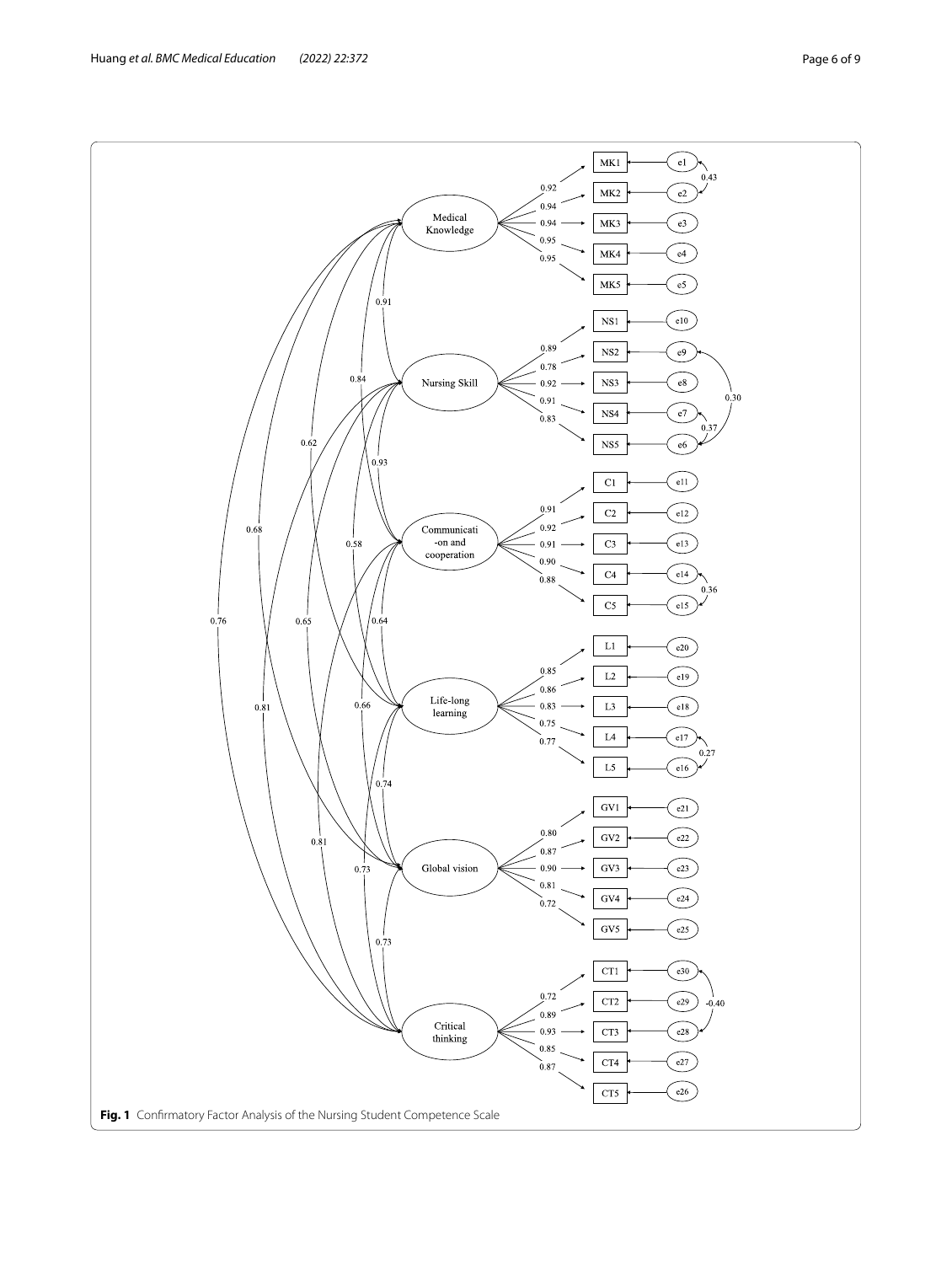Medical Knowledge

0.92
0.94
0.94
0.95
0.95

MK1
MK2
MK3
MK4
MK5

e1
e2
e3
e4
e5

0.43

0.91

Nursing Skill

0.89
0.78
0.92
0.91
0.83

NS1
NS2
NS3
NS4
NS5

e10
e9
e8
e7
e6

0.30
0.37

0.84

0.62

0.93

Communicati -on and cooperation

0.91
0.92
0.91
0.90
0.88

C1
C2
C3
C4
C5

e11
e12
e13
e14
e15

0.36

0.68

0.58

0.76

0.65

0.64

Life-long learning

0.85
0.86
0.83
0.75
0.77

L1
L2
L3
L4
L5

e20
e19
e18
e17
e16

0.27

0.81

0.66

0.74

Global vision

0.80
0.87
0.90
0.81
0.72

GV1
GV2
GV3
GV4
GV5

e21
e22
e23
e24
e25

0.81

0.73

0.73

Critical thinking

0.72
0.89
0.93
0.85
0.87

CT1
CT2
CT3
CT4
CT5

e30
e29
e28
e27
e26

-0.40

**Fig. 1** Confirmatory Factor Analysis of the Nursing Student Competence Scale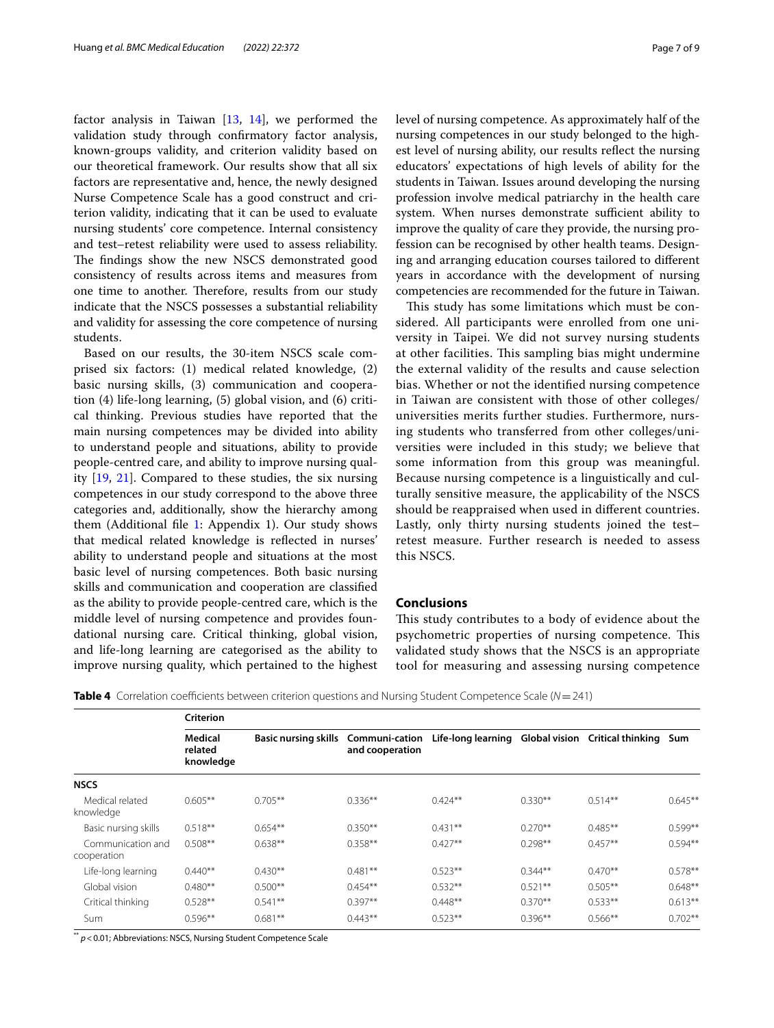factor analysis in Taiwan [13, 14], we performed the validation study through confirmatory factor analysis, known-groups validity, and criterion validity based on our theoretical framework. Our results show that all six factors are representative and, hence, the newly designed Nurse Competence Scale has a good construct and criterion validity, indicating that it can be used to evaluate nursing students' core competence. Internal consistency and test–retest reliability were used to assess reliability. The findings show the new NSCS demonstrated good consistency of results across items and measures from one time to another. Therefore, results from our study indicate that the NSCS possesses a substantial reliability and validity for assessing the core competence of nursing students.

Based on our results, the 30-item NSCS scale comprised six factors: (1) medical related knowledge, (2) basic nursing skills, (3) communication and cooperation (4) life-long learning, (5) global vision, and (6) critical thinking. Previous studies have reported that the main nursing competences may be divided into ability to understand people and situations, ability to provide people-centred care, and ability to improve nursing quality [19, 21]. Compared to these studies, the six nursing competences in our study correspond to the above three categories and, additionally, show the hierarchy among them (Additional file 1: Appendix 1). Our study shows that medical related knowledge is reflected in nurses' ability to understand people and situations at the most basic level of nursing competences. Both basic nursing skills and communication and cooperation are classified as the ability to provide people-centred care, which is the middle level of nursing competence and provides foundational nursing care. Critical thinking, global vision, and life-long learning are categorised as the ability to improve nursing quality, which pertained to the highest level of nursing competence. As approximately half of the nursing competences in our study belonged to the highest level of nursing ability, our results reflect the nursing educators' expectations of high levels of ability for the students in Taiwan. Issues around developing the nursing profession involve medical patriarchy in the health care system. When nurses demonstrate sufficient ability to improve the quality of care they provide, the nursing profession can be recognised by other health teams. Designing and arranging education courses tailored to different years in accordance with the development of nursing competencies are recommended for the future in Taiwan.

This study has some limitations which must be considered. All participants were enrolled from one university in Taipei. We did not survey nursing students at other facilities. This sampling bias might undermine the external validity of the results and cause selection bias. Whether or not the identified nursing competence in Taiwan are consistent with those of other colleges/universities merits further studies. Furthermore, nursing students who transferred from other colleges/universities were included in this study; we believe that some information from this group was meaningful. Because nursing competence is a linguistically and culturally sensitive measure, the applicability of the NSCS should be reappraised when used in different countries. Lastly, only thirty nursing students joined the test–retest measure. Further research is needed to assess this NSCS.

## Conclusions

This study contributes to a body of evidence about the psychometric properties of nursing competence. This validated study shows that the NSCS is an appropriate tool for measuring and assessing nursing competence

**Table 4** Correlation coefficients between criterion questions and Nursing Student Competence Scale ($N = 241$)

| | Criterion | | | | | | |
|---|---|---|---|---|---|---|---|
| | **Medical related knowledge** | **Basic nursing skills** | **Communi-cation and cooperation** | **Life-long learning** | **Global vision** | **Critical thinking** | **Sum** |
| **NSCS** | | | | | | | |
| Medical related knowledge | 0.605** | 0.705** | 0.336** | 0.424** | 0.330** | 0.514** | 0.645** |
| Basic nursing skills | 0.518** | 0.654** | 0.350** | 0.431** | 0.270** | 0.485** | 0.599** |
| Communication and cooperation | 0.508** | 0.638** | 0.358** | 0.427** | 0.298** | 0.457** | 0.594** |
| Life-long learning | 0.440** | 0.430** | 0.481** | 0.523** | 0.344** | 0.470** | 0.578** |
| Global vision | 0.480** | 0.500** | 0.454** | 0.532** | 0.521** | 0.505** | 0.648** |
| Critical thinking | 0.528** | 0.541** | 0.397** | 0.448** | 0.370** | 0.533** | 0.613** |
| Sum | 0.596** | 0.681** | 0.443** | 0.523** | 0.396** | 0.566** | 0.702** |

** $p < 0.01$; Abbreviations: NSCS, Nursing Student Competence Scale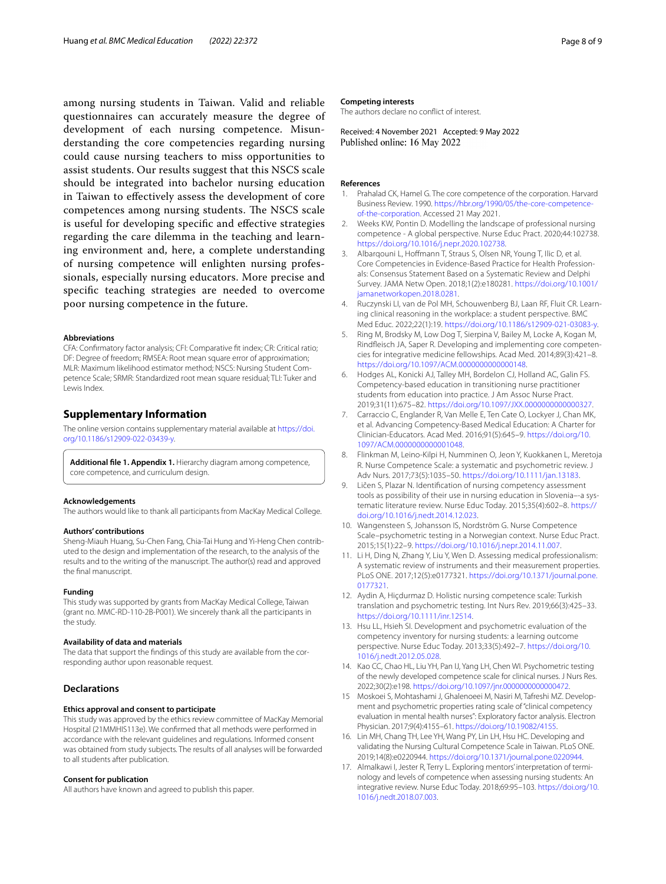among nursing students in Taiwan. Valid and reliable questionnaires can accurately measure the degree of development of each nursing competence. Misunderstanding the core competencies regarding nursing could cause nursing teachers to miss opportunities to assist students. Our results suggest that this NSCS scale should be integrated into bachelor nursing education in Taiwan to effectively assess the development of core competences among nursing students. The NSCS scale is useful for developing specific and effective strategies regarding the care dilemma in the teaching and learning environment and, here, a complete understanding of nursing competence will enlighten nursing professionals, especially nursing educators. More precise and specific teaching strategies are needed to overcome poor nursing competence in the future.

#### Abbreviations

CFA: Confirmatory factor analysis; CFI: Comparative fit index; CR: Critical ratio; DF: Degree of freedom; RMSEA: Root mean square error of approximation; MLR: Maximum likelihood estimator method; NSCS: Nursing Student Competence Scale; SRMR: Standardized root mean square residual; TLI: Tuker and Lewis Index.

## Supplementary Information

The online version contains supplementary material available at https://doi.org/10.1186/s12909-022-03439-y.

**Additional file 1. Appendix 1.** Hierarchy diagram among competence, core competence, and curriculum design.

#### Acknowledgements

The authors would like to thank all participants from MacKay Medical College.

#### Authors' contributions

Sheng-Miauh Huang, Su-Chen Fang, Chia-Tai Hung and Yi-Heng Chen contributed to the design and implementation of the research, to the analysis of the results and to the writing of the manuscript. The author(s) read and approved the final manuscript.

#### Funding

This study was supported by grants from MacKay Medical College, Taiwan (grant no. MMC-RD-110-2B-P001). We sincerely thank all the participants in the study.

#### Availability of data and materials

The data that support the findings of this study are available from the corresponding author upon reasonable request.

### Declarations

#### Ethics approval and consent to participate

This study was approved by the ethics review committee of MacKay Memorial Hospital (21MMHIS113e). We confirmed that all methods were performed in accordance with the relevant guidelines and regulations. Informed consent was obtained from study subjects. The results of all analyses will be forwarded to all students after publication.

#### Consent for publication

All authors have known and agreed to publish this paper.

#### Competing interests

The authors declare no conflict of interest.

Received: 4 November 2021 Accepted: 9 May 2022
Published online: 16 May 2022

#### References

1. Prahalad CK, Hamel G. The core competence of the corporation. Harvard Business Review. 1990. https://hbr.org/1990/05/the-core-competence-of-the-corporation. Accessed 21 May 2021.
2. Weeks KW, Pontin D. Modelling the landscape of professional nursing competence - A global perspective. Nurse Educ Pract. 2020;44:102738. https://doi.org/10.1016/j.nepr.2020.102738.
3. Albarqouni L, Hoffmann T, Straus S, Olsen NR, Young T, Ilic D, et al. Core Competencies in Evidence-Based Practice for Health Professionals: Consensus Statement Based on a Systematic Review and Delphi Survey. JAMA Netw Open. 2018;1(2):e180281. https://doi.org/10.1001/jamanetworkopen.2018.0281.
4. Ruczynski LI, van de Pol MH, Schouwenberg BJ, Laan RF, Fluit CR. Learning clinical reasoning in the workplace: a student perspective. BMC Med Educ. 2022;22(1):19. https://doi.org/10.1186/s12909-021-03083-y.
5. Ring M, Brodsky M, Low Dog T, Sierpina V, Bailey M, Locke A, Kogan M, Rindfleisch JA, Saper R. Developing and implementing core competencies for integrative medicine fellowships. Acad Med. 2014;89(3):421–8. https://doi.org/10.1097/ACM.0000000000000148.
6. Hodges AL, Konicki AJ, Talley MH, Bordelon CJ, Holland AC, Galin FS. Competency-based education in transitioning nurse practitioner students from education into practice. J Am Assoc Nurse Pract. 2019;31(11):675–82. https://doi.org/10.1097/JXX.0000000000000327.
7. Carraccio C, Englander R, Van Melle E, Ten Cate O, Lockyer J, Chan MK, et al. Advancing Competency-Based Medical Education: A Charter for Clinician-Educators. Acad Med. 2016;91(5):645–9. https://doi.org/10.1097/ACM.0000000000001048.
8. Flinkman M, Leino-Kilpi H, Numminen O, Jeon Y, Kuokkanen L, Meretoja R. Nurse Competence Scale: a systematic and psychometric review. J Adv Nurs. 2017;73(5):1035–50. https://doi.org/10.1111/jan.13183.
9. Ličen S, Plazar N. Identification of nursing competency assessment tools as possibility of their use in nursing education in Slovenia--a systematic literature review. Nurse Educ Today. 2015;35(4):602–8. https://doi.org/10.1016/j.nedt.2014.12.023.
10. Wangensteen S, Johansson IS, Nordström G. Nurse Competence Scale–psychometric testing in a Norwegian context. Nurse Educ Pract. 2015;15(1):22–9. https://doi.org/10.1016/j.nepr.2014.11.007.
11. Li H, Ding N, Zhang Y, Liu Y, Wen D. Assessing medical professionalism: A systematic review of instruments and their measurement properties. PLoS ONE. 2017;12(5):e0177321. https://doi.org/10.1371/journal.pone.0177321.
12. Aydin A, Hiçdurmaz D. Holistic nursing competence scale: Turkish translation and psychometric testing. Int Nurs Rev. 2019;66(3):425–33. https://doi.org/10.1111/inr.12514.
13. Hsu LL, Hsieh SI. Development and psychometric evaluation of the competency inventory for nursing students: a learning outcome perspective. Nurse Educ Today. 2013;33(5):492–7. https://doi.org/10.1016/j.nedt.2012.05.028.
14. Kao CC, Chao HL, Liu YH, Pan IJ, Yang LH, Chen WI. Psychometric testing of the newly developed competence scale for clinical nurses. J Nurs Res. 2022;30(2):e198. https://doi.org/10.1097/jnr.0000000000000472.
15. Moskoei S, Mohtashami J, Ghalenoeei M, Nasiri M, Tafreshi MZ. Development and psychometric properties rating scale of "clinical competency evaluation in mental health nurses": Exploratory factor analysis. Electron Physician. 2017;9(4):4155–61. https://doi.org/10.19082/4155.
16. Lin MH, Chang TH, Lee YH, Wang PY, Lin LH, Hsu HC. Developing and validating the Nursing Cultural Competence Scale in Taiwan. PLoS ONE. 2019;14(8):e0220944. https://doi.org/10.1371/journal.pone.0220944.
17. Almalkawi I, Jester R, Terry L. Exploring mentors' interpretation of terminology and levels of competence when assessing nursing students: An integrative review. Nurse Educ Today. 2018;69:95–103. https://doi.org/10.1016/j.nedt.2018.07.003.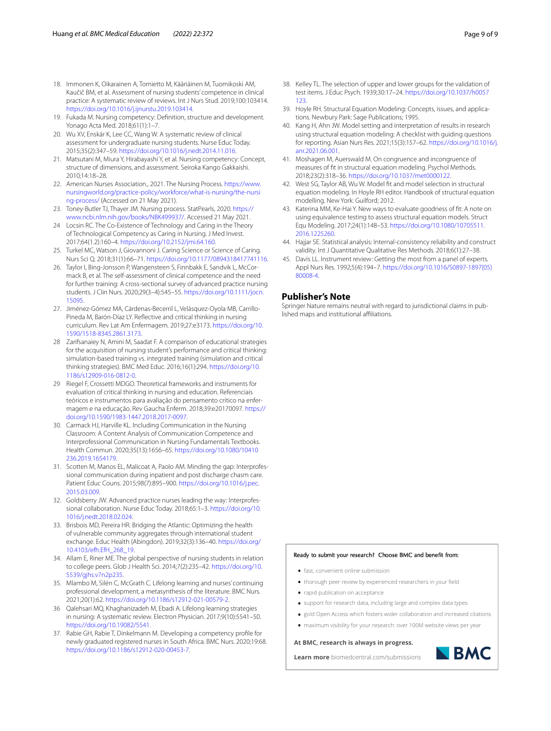18. Immonen K, Oikarainen A, Tomietto M, Kääriäinen M, Tuomikoski AM, Kaučič BM, et al. Assessment of nursing students' competence in clinical practice: A systematic review of reviews. Int J Nurs Stud. 2019;100:103414. https://doi.org/10.1016/j.ijnurstu.2019.103414.
19. Fukada M. Nursing competency: Definition, structure and development. Yonago Acta Med. 2018;61(1):1–7.
20. Wu XV, Enskär K, Lee CC, Wang W. A systematic review of clinical assessment for undergraduate nursing students. Nurse Educ Today. 2015;35(2):347–59. https://doi.org/10.1016/j.nedt.2014.11.016.
21. Matsutani M, Miura Y, Hirabayashi Y, et al. Nursing competency: Concept, structure of dimensions, and assessment. Seiroka Kango Gakkaishi. 2010;14:18–28.
22. American Nurses Association., 2021. The Nursing Process. https://www.nursingworld.org/practice-policy/workforce/what-is-nursing/the-nursing-process/ (Accessed on 21 May 2021).
23. Toney-Butler TJ, Thayer JM. Nursing process. StatPearls, 2020. https://www.ncbi.nlm.nih.gov/books/NBK499937/. Accessed 21 May 2021.
24. Locsin RC. The Co-Existence of Technology and Caring in the Theory of Technological Competency as Caring in Nursing. J Med Invest. 2017;64(1.2):160–4. https://doi.org/10.2152/jmi.64.160.
25. Turkel MC, Watson J, Giovannoni J. Caring Science or Science of Caring. Nurs Sci Q. 2018;31(1):66–71. https://doi.org/10.1177/0894318417741116.
26. Taylor I, Bing-Jonsson P, Wangensteen S, Finnbakk E, Sandvik L, McCormack B, et al. The self-assessment of clinical competence and the need for further training: A cross-sectional survey of advanced practice nursing students. J Clin Nurs. 2020;29(3–4):545–55. https://doi.org/10.1111/jocn.15095.
27. Jiménez-Gómez MA, Cárdenas-Becerril L, Velásquez-Oyola MB, Carrillo-Pineda M, Barón-Díaz LY. Reflective and critical thinking in nursing curriculum. Rev Lat Am Enfermagem. 2019;27:e3173. https://doi.org/10.1590/1518-8345.2861.3173.
28. Zarifsanaiey N, Amini M, Saadat F. A comparison of educational strategies for the acquisition of nursing student's performance and critical thinking: simulation-based training vs. integrated training (simulation and critical thinking strategies). BMC Med Educ. 2016;16(1):294. https://doi.org/10.1186/s12909-016-0812-0.
29. Riegel F, Crossetti MDGO. Theoretical frameworks and instruments for evaluation of critical thinking in nursing and education. Referenciais teóricos e instrumentos para avaliação do pensamento crítico na enfermagem e na educação. Rev Gaucha Enferm. 2018;39:e20170097. https://doi.org/10.1590/1983-1447.2018.2017-0097.
30. Carmack HJ, Harville KL. Including Communication in the Nursing Classroom: A Content Analysis of Communication Competence and Interprofessional Communication in Nursing Fundamentals Textbooks. Health Commun. 2020;35(13):1656–65. https://doi.org/10.1080/10410236.2019.1654179.
31. Scotten M, Manos EL, Malicoat A, Paolo AM. Minding the gap: Interprofessional communication during inpatient and post discharge chasm care. Patient Educ Couns. 2015;98(7):895–900. https://doi.org/10.1016/j.pec.2015.03.009.
32. Goldsberry JW. Advanced practice nurses leading the way: Interprofessional collaboration. Nurse Educ Today. 2018;65:1–3. https://doi.org/10.1016/j.nedt.2018.02.024.
33. Brisbois MD, Pereira HR. Bridging the Atlantic: Optimizing the health of vulnerable community aggregates through international student exchange. Educ Health (Abingdon). 2019;32(3):136–40. https://doi.org/10.4103/efh.EfH_268_19.
34. Allam E, Riner ME. The global perspective of nursing students in relation to college peers. Glob J Health Sci. 2014;7(2):235–42. https://doi.org/10.5539/gjhs.v7n2p235.
35. Mlambo M, Silén C, McGrath C. Lifelong learning and nurses' continuing professional development, a metasynthesis of the literature. BMC Nurs. 2021;20(1):62. https://doi.org/10.1186/s12912-021-00579-2.
36. Qalehsari MQ, Khaghanizadeh M, Ebadi A. Lifelong learning strategies in nursing: A systematic review. Electron Physician. 2017;9(10):5541–50. https://doi.org/10.19082/5541.
37. Rabie GH, Rabie T, Dinkelmann M. Developing a competency profile for newly graduated registered nurses in South Africa. BMC Nurs. 2020;19:68. https://doi.org/10.1186/s12912-020-00453-7.
38. Kelley TL. The selection of upper and lower groups for the validation of test items. J Educ Psych. 1939;30:17–24. https://doi.org/10.1037/h0057123.
39. Hoyle RH. Structural Equation Modeling: Concepts, issues, and applications. Newbury Park: Sage Publications; 1995.
40. Kang H, Ahn JW. Model setting and interpretation of results in research using structural equation modeling: A checklist with guiding questions for reporting. Asian Nurs Res. 2021;15(3):157–62. https://doi.org/10.1016/j.anr.2021.06.001.
41. Moshagen M, Auerswald M. On congruence and incongruence of measures of fit in structural equation modeling. Psychol Methods. 2018;23(2):318–36. https://doi.org/10.1037/met0000122.
42. West SG, Taylor AB, Wu W. Model fit and model selection in structural equation modeling. In Hoyle RH editor. Handbook of structural equation modelling. New York: Guilford; 2012.
43. Katerina MM, Ke-Hai Y. New ways to evaluate goodness of fit: A note on using equivalence testing to assess structural equation models. Struct Equ Modeling. 2017;24(1):148–53. https://doi.org/10.1080/10705511.2016.1225260.
44. Hajjar SE. Statistical analysis: Internal-consistency reliability and construct validity. Int J Quantitative Qualitative Res Methods. 2018;6(1):27–38.
45. Davis LL. Instrument review: Getting the most from a panel of experts. Appl Nurs Res. 1992;5(4):194–7. https://doi.org/10.1016/S0897-1897(05)80008-4.

## Publisher's Note

Springer Nature remains neutral with regard to jurisdictional claims in published maps and institutional affiliations.

Ready to submit your research? Choose BMC and benefit from:

- fast, convenient online submission
- thorough peer review by experienced researchers in your field
- rapid publication on acceptance
- support for research data, including large and complex data types
- gold Open Access which fosters wider collaboration and increased citations
- maximum visibility for your research: over 100M website views per year

**At BMC, research is always in progress.**

**Learn more** biomedcentral.com/submissions

BMC